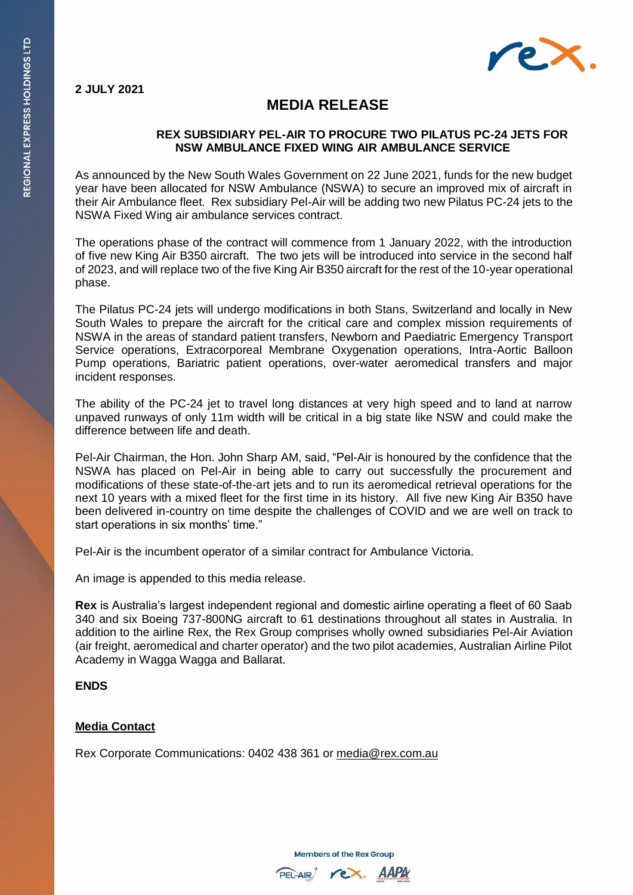**2 JULY 2021**

# MEDIA RELEASE

## REX SUBSIDIARY PEL-AIR TO PROCURE TWO PILATUS PC-24 JETS FOR NSW AMBULANCE FIXED WING AIR AMBULANCE SERVICE

As announced by the New South Wales Government on 22 June 2021, funds for the new budget year have been allocated for NSW Ambulance (NSWA) to secure an improved mix of aircraft in their Air Ambulance fleet. Rex subsidiary Pel-Air will be adding two new Pilatus PC-24 jets to the NSWA Fixed Wing air ambulance services contract.

The operations phase of the contract will commence from 1 January 2022, with the introduction of five new King Air B350 aircraft. The two jets will be introduced into service in the second half of 2023, and will replace two of the five King Air B350 aircraft for the rest of the 10-year operational phase.

The Pilatus PC-24 jets will undergo modifications in both Stans, Switzerland and locally in New South Wales to prepare the aircraft for the critical care and complex mission requirements of NSWA in the areas of standard patient transfers, Newborn and Paediatric Emergency Transport Service operations, Extracorporeal Membrane Oxygenation operations, Intra-Aortic Balloon Pump operations, Bariatric patient operations, over-water aeromedical transfers and major incident responses.

The ability of the PC-24 jet to travel long distances at very high speed and to land at narrow unpaved runways of only 11m width will be critical in a big state like NSW and could make the difference between life and death.

Pel-Air Chairman, the Hon. John Sharp AM, said, "Pel-Air is honoured by the confidence that the NSWA has placed on Pel-Air in being able to carry out successfully the procurement and modifications of these state-of-the-art jets and to run its aeromedical retrieval operations for the next 10 years with a mixed fleet for the first time in its history. All five new King Air B350 have been delivered in-country on time despite the challenges of COVID and we are well on track to start operations in six months' time."

Pel-Air is the incumbent operator of a similar contract for Ambulance Victoria.

An image is appended to this media release.

**Rex** is Australia's largest independent regional and domestic airline operating a fleet of 60 Saab 340 and six Boeing 737-800NG aircraft to 61 destinations throughout all states in Australia. In addition to the airline Rex, the Rex Group comprises wholly owned subsidiaries Pel-Air Aviation (air freight, aeromedical and charter operator) and the two pilot academies, Australian Airline Pilot Academy in Wagga Wagga and Ballarat.

**ENDS**

**Media Contact**

Rex Corporate Communications: 0402 438 361 or media@rex.com.au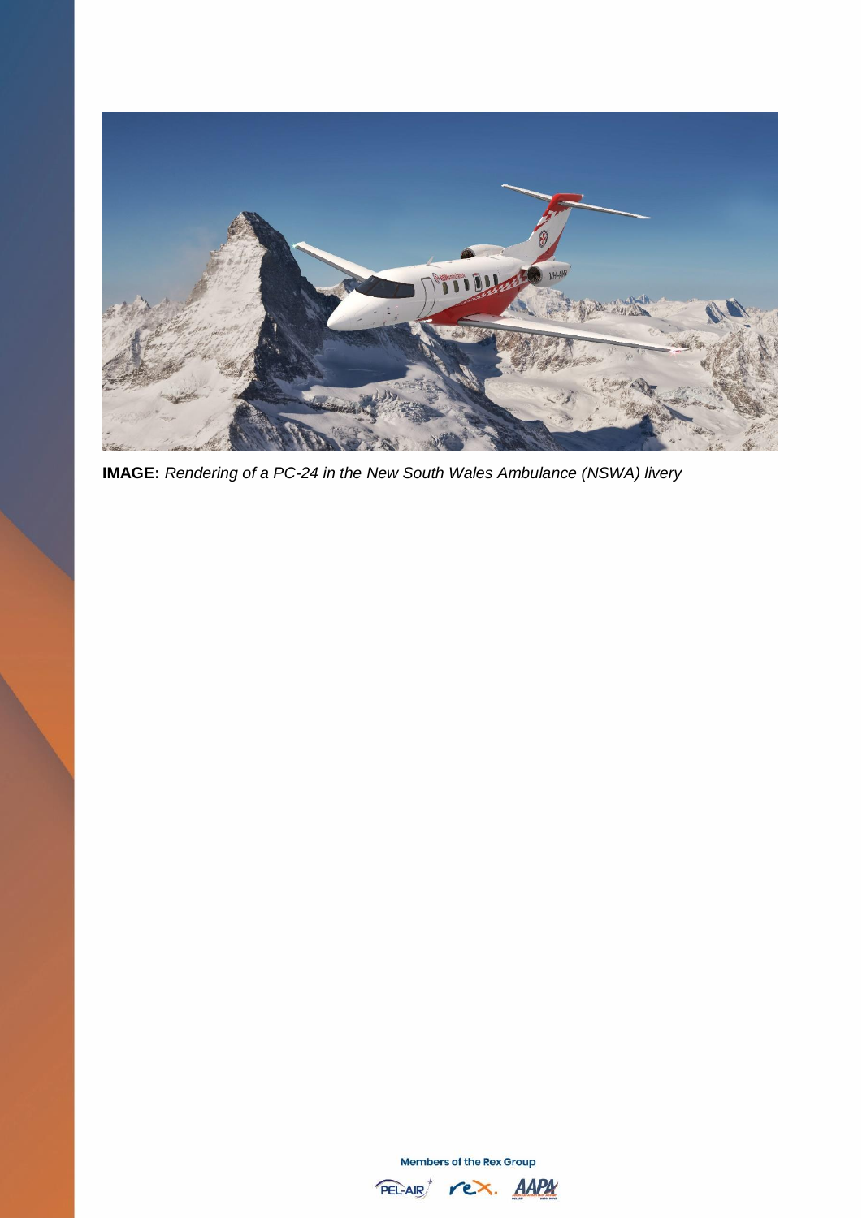**IMAGE:** *Rendering of a PC-24 in the New South Wales Ambulance (NSWA) livery*

Members of the Rex Group